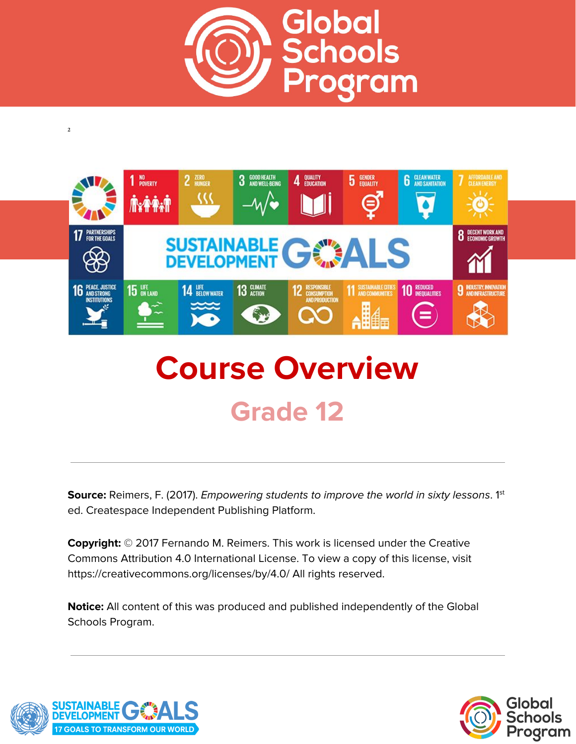# Course Overview

## Grade 12

---

**Source:** Reimers, F. (2017). *Empowering students to improve the world in sixty lessons*. 1st ed. Createspace Independent Publishing Platform.

**Copyright:** © 2017 Fernando M. Reimers. This work is licensed under the Creative Commons Attribution 4.0 International License. To view a copy of this license, visit https://creativecommons.org/licenses/by/4.0/ All rights reserved.

**Notice:** All content of this was produced and published independently of the Global Schools Program.

---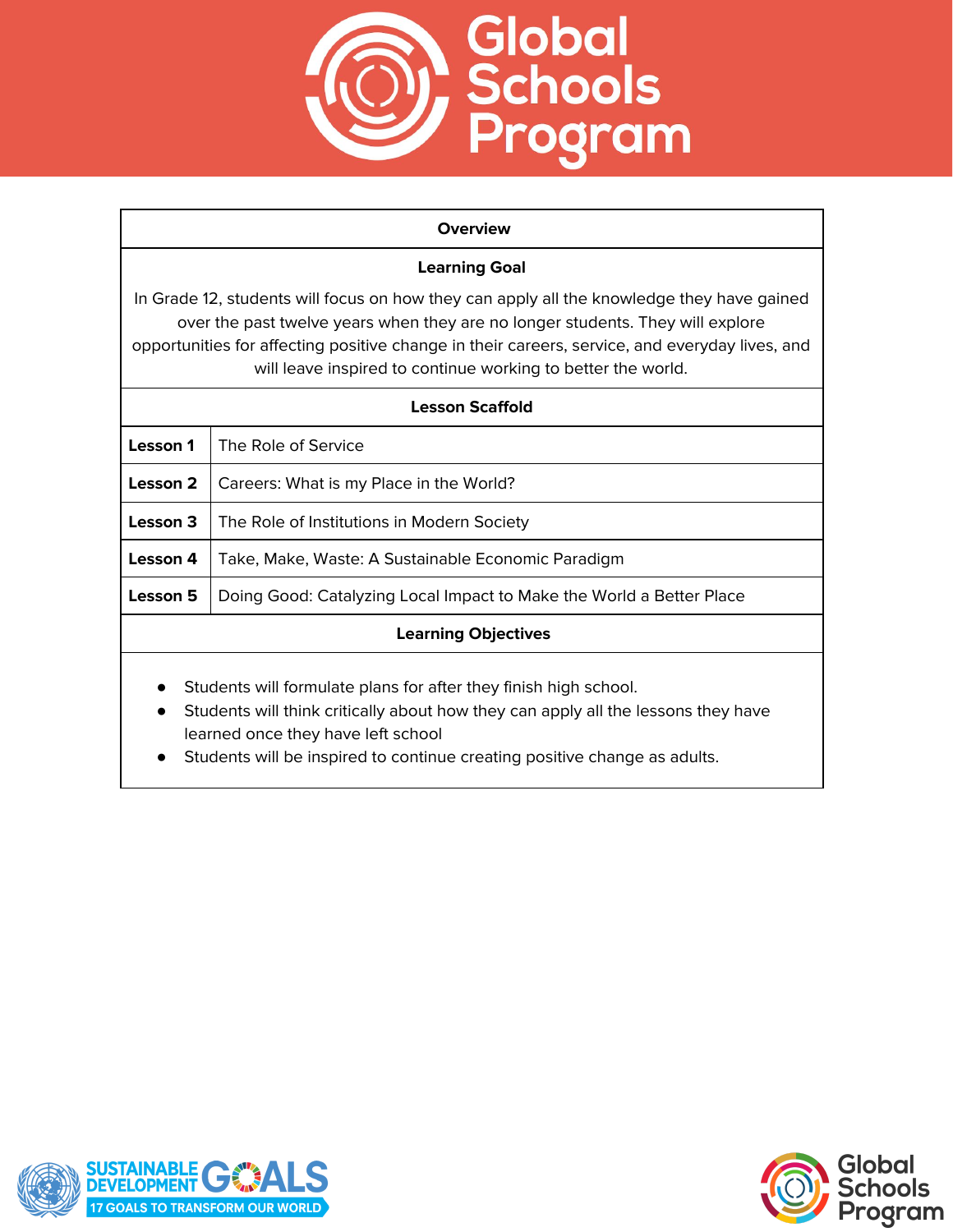| Overview | |
|---|---|
| **Learning Goal** | |
| In Grade 12, students will focus on how they can apply all the knowledge they have gained over the past twelve years when they are no longer students. They will explore opportunities for affecting positive change in their careers, service, and everyday lives, and will leave inspired to continue working to better the world. | |
| **Lesson Scaffold** | |
| **Lesson 1** | The Role of Service |
| **Lesson 2** | Careers: What is my Place in the World? |
| **Lesson 3** | The Role of Institutions in Modern Society |
| **Lesson 4** | Take, Make, Waste: A Sustainable Economic Paradigm |
| **Lesson 5** | Doing Good: Catalyzing Local Impact to Make the World a Better Place |
| **Learning Objectives** | |

- Students will formulate plans for after they finish high school.
- Students will think critically about how they can apply all the lessons they have learned once they have left school
- Students will be inspired to continue creating positive change as adults.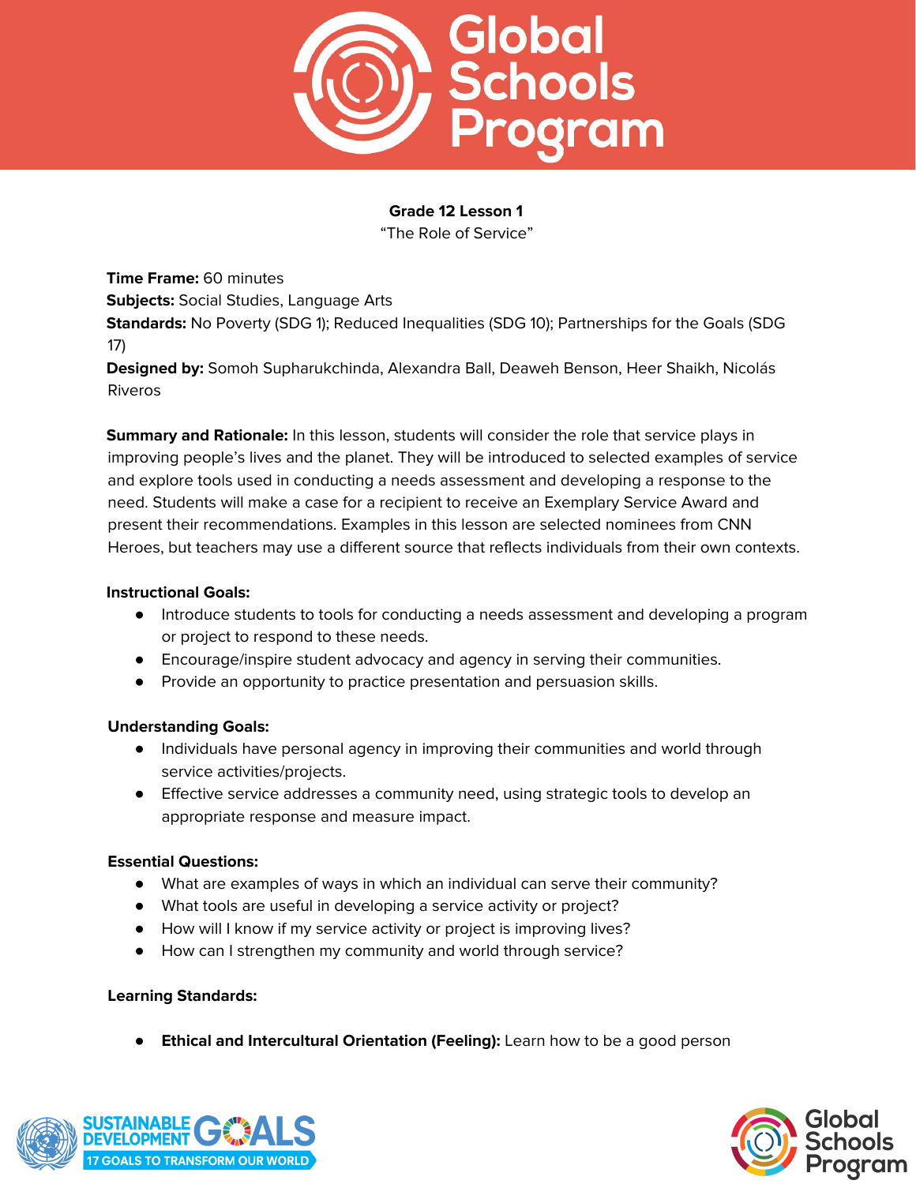**Grade 12 Lesson 1**

"The Role of Service"

**Time Frame:** 60 minutes
**Subjects:** Social Studies, Language Arts
**Standards:** No Poverty (SDG 1); Reduced Inequalities (SDG 10); Partnerships for the Goals (SDG 17)
**Designed by:** Somoh Supharukchinda, Alexandra Ball, Deaweh Benson, Heer Shaikh, Nicolás Riveros

**Summary and Rationale:** In this lesson, students will consider the role that service plays in improving people's lives and the planet. They will be introduced to selected examples of service and explore tools used in conducting a needs assessment and developing a response to the need. Students will make a case for a recipient to receive an Exemplary Service Award and present their recommendations. Examples in this lesson are selected nominees from CNN Heroes, but teachers may use a different source that reflects individuals from their own contexts.

**Instructional Goals:**

- Introduce students to tools for conducting a needs assessment and developing a program or project to respond to these needs.
- Encourage/inspire student advocacy and agency in serving their communities.
- Provide an opportunity to practice presentation and persuasion skills.

**Understanding Goals:**

- Individuals have personal agency in improving their communities and world through service activities/projects.
- Effective service addresses a community need, using strategic tools to develop an appropriate response and measure impact.

**Essential Questions:**

- What are examples of ways in which an individual can serve their community?
- What tools are useful in developing a service activity or project?
- How will I know if my service activity or project is improving lives?
- How can I strengthen my community and world through service?

**Learning Standards:**

- **Ethical and Intercultural Orientation (Feeling):** Learn how to be a good person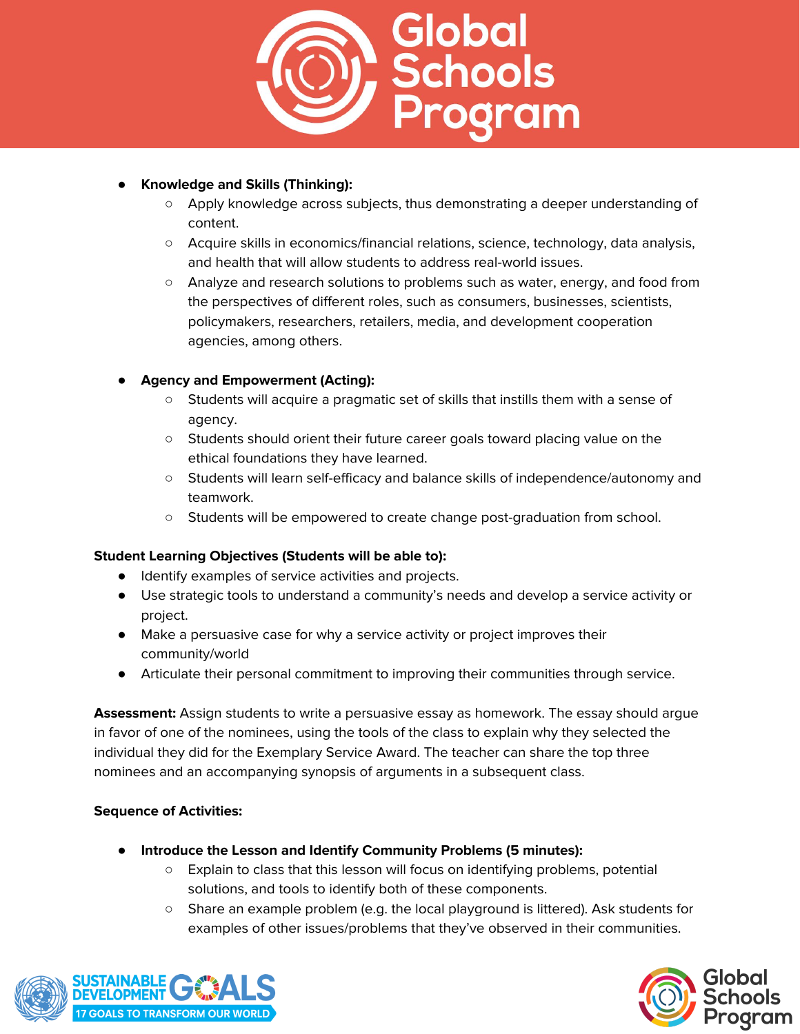- **Knowledge and Skills (Thinking):**
  - Apply knowledge across subjects, thus demonstrating a deeper understanding of content.
  - Acquire skills in economics/financial relations, science, technology, data analysis, and health that will allow students to address real-world issues.
  - Analyze and research solutions to problems such as water, energy, and food from the perspectives of different roles, such as consumers, businesses, scientists, policymakers, researchers, retailers, media, and development cooperation agencies, among others.

- **Agency and Empowerment (Acting):**
  - Students will acquire a pragmatic set of skills that instills them with a sense of agency.
  - Students should orient their future career goals toward placing value on the ethical foundations they have learned.
  - Students will learn self-efficacy and balance skills of independence/autonomy and teamwork.
  - Students will be empowered to create change post-graduation from school.

**Student Learning Objectives (Students will be able to):**

- Identify examples of service activities and projects.
- Use strategic tools to understand a community's needs and develop a service activity or project.
- Make a persuasive case for why a service activity or project improves their community/world
- Articulate their personal commitment to improving their communities through service.

**Assessment:** Assign students to write a persuasive essay as homework. The essay should argue in favor of one of the nominees, using the tools of the class to explain why they selected the individual they did for the Exemplary Service Award. The teacher can share the top three nominees and an accompanying synopsis of arguments in a subsequent class.

**Sequence of Activities:**

- **Introduce the Lesson and Identify Community Problems (5 minutes):**
  - Explain to class that this lesson will focus on identifying problems, potential solutions, and tools to identify both of these components.
  - Share an example problem (e.g. the local playground is littered). Ask students for examples of other issues/problems that they've observed in their communities.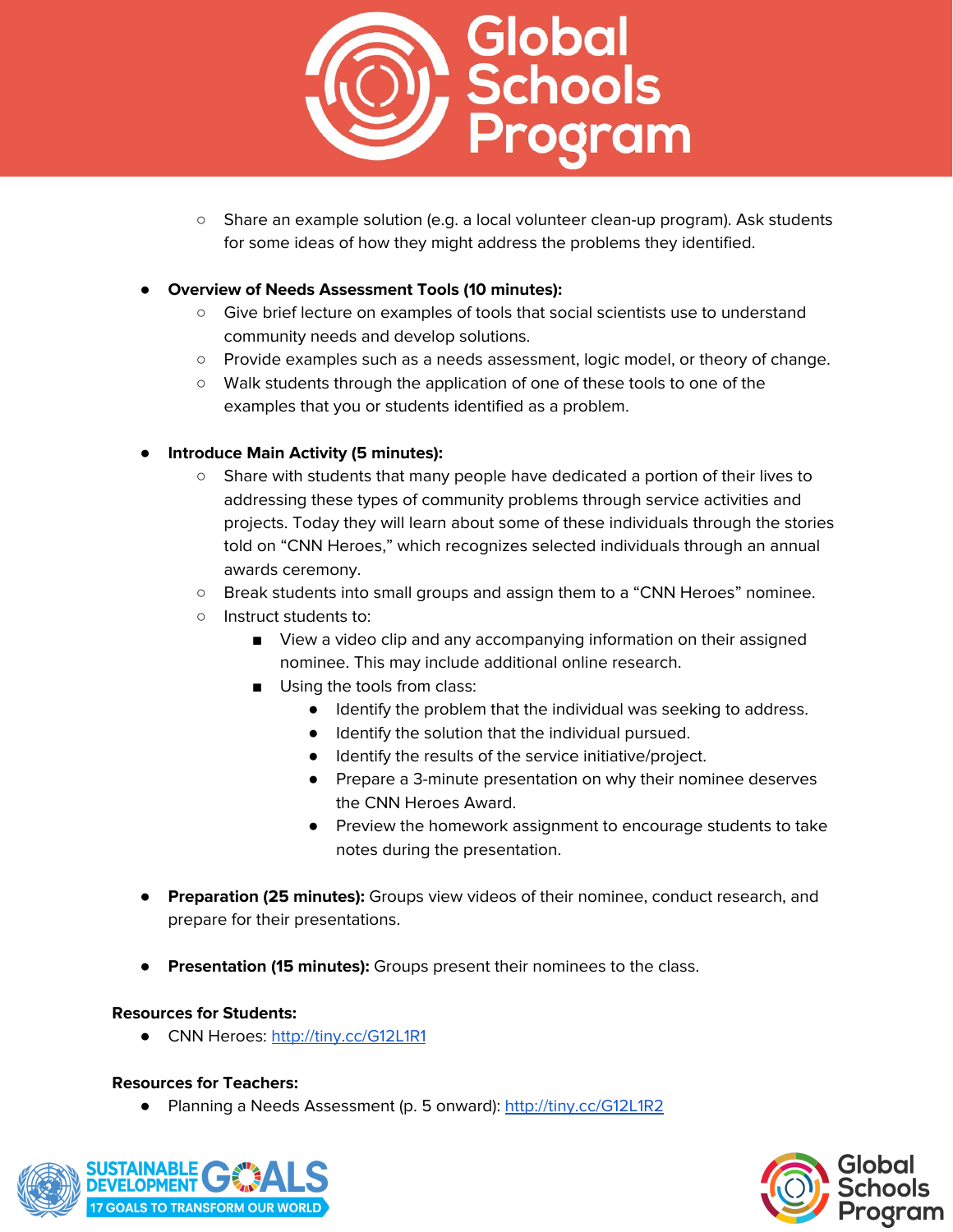- Share an example solution (e.g. a local volunteer clean-up program). Ask students for some ideas of how they might address the problems they identified.

- **Overview of Needs Assessment Tools (10 minutes):**
    - Give brief lecture on examples of tools that social scientists use to understand community needs and develop solutions.
    - Provide examples such as a needs assessment, logic model, or theory of change.
    - Walk students through the application of one of these tools to one of the examples that you or students identified as a problem.

- **Introduce Main Activity (5 minutes):**
    - Share with students that many people have dedicated a portion of their lives to addressing these types of community problems through service activities and projects. Today they will learn about some of these individuals through the stories told on "CNN Heroes," which recognizes selected individuals through an annual awards ceremony.
    - Break students into small groups and assign them to a "CNN Heroes" nominee.
    - Instruct students to:
        - View a video clip and any accompanying information on their assigned nominee. This may include additional online research.
        - Using the tools from class:
            - Identify the problem that the individual was seeking to address.
            - Identify the solution that the individual pursued.
            - Identify the results of the service initiative/project.
            - Prepare a 3-minute presentation on why their nominee deserves the CNN Heroes Award.
            - Preview the homework assignment to encourage students to take notes during the presentation.

- **Preparation (25 minutes):** Groups view videos of their nominee, conduct research, and prepare for their presentations.

- **Presentation (15 minutes):** Groups present their nominees to the class.

**Resources for Students:**

- CNN Heroes: http://tiny.cc/G12L1R1

**Resources for Teachers:**

- Planning a Needs Assessment (p. 5 onward): http://tiny.cc/G12L1R2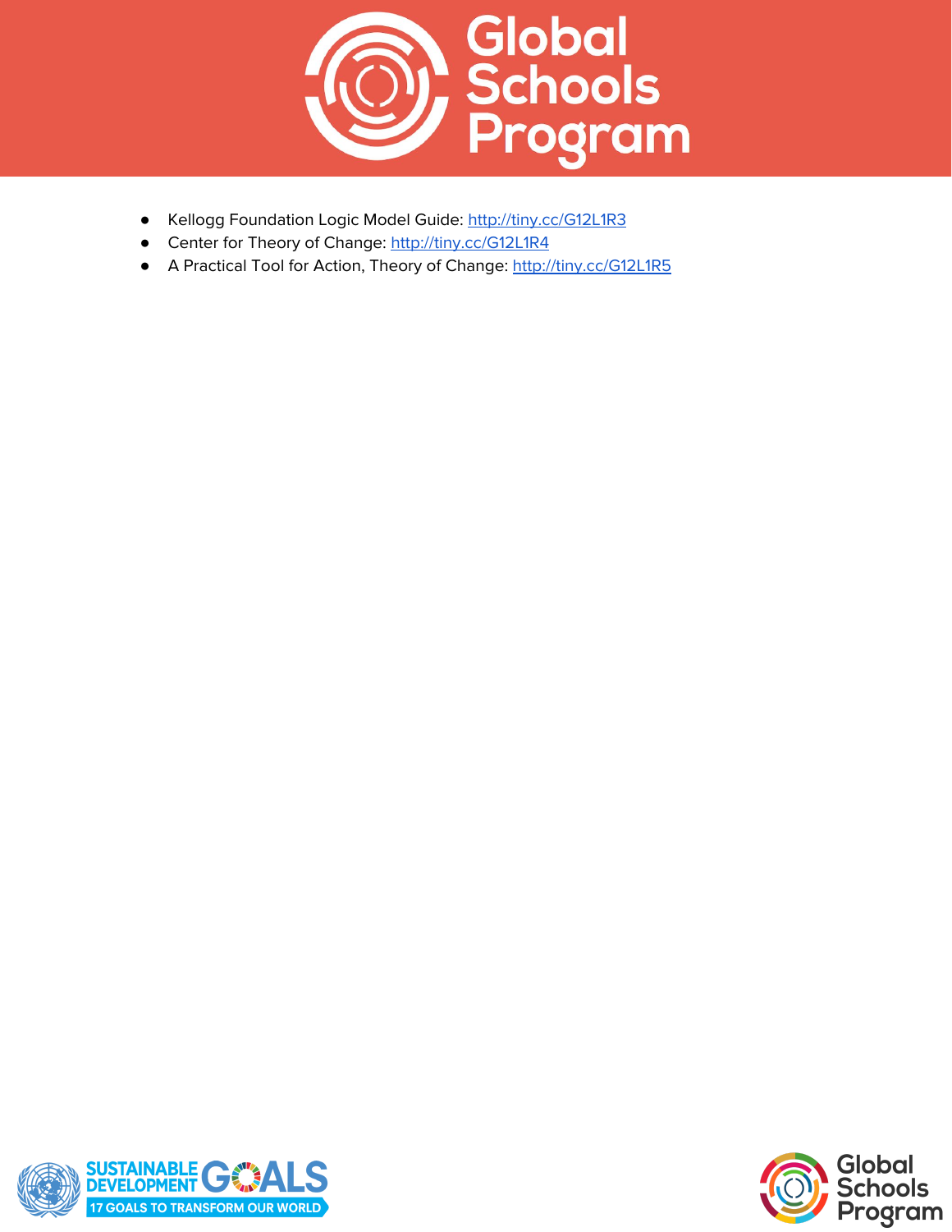- Kellogg Foundation Logic Model Guide: http://tiny.cc/G12L1R3
- Center for Theory of Change: http://tiny.cc/G12L1R4
- A Practical Tool for Action, Theory of Change: http://tiny.cc/G12L1R5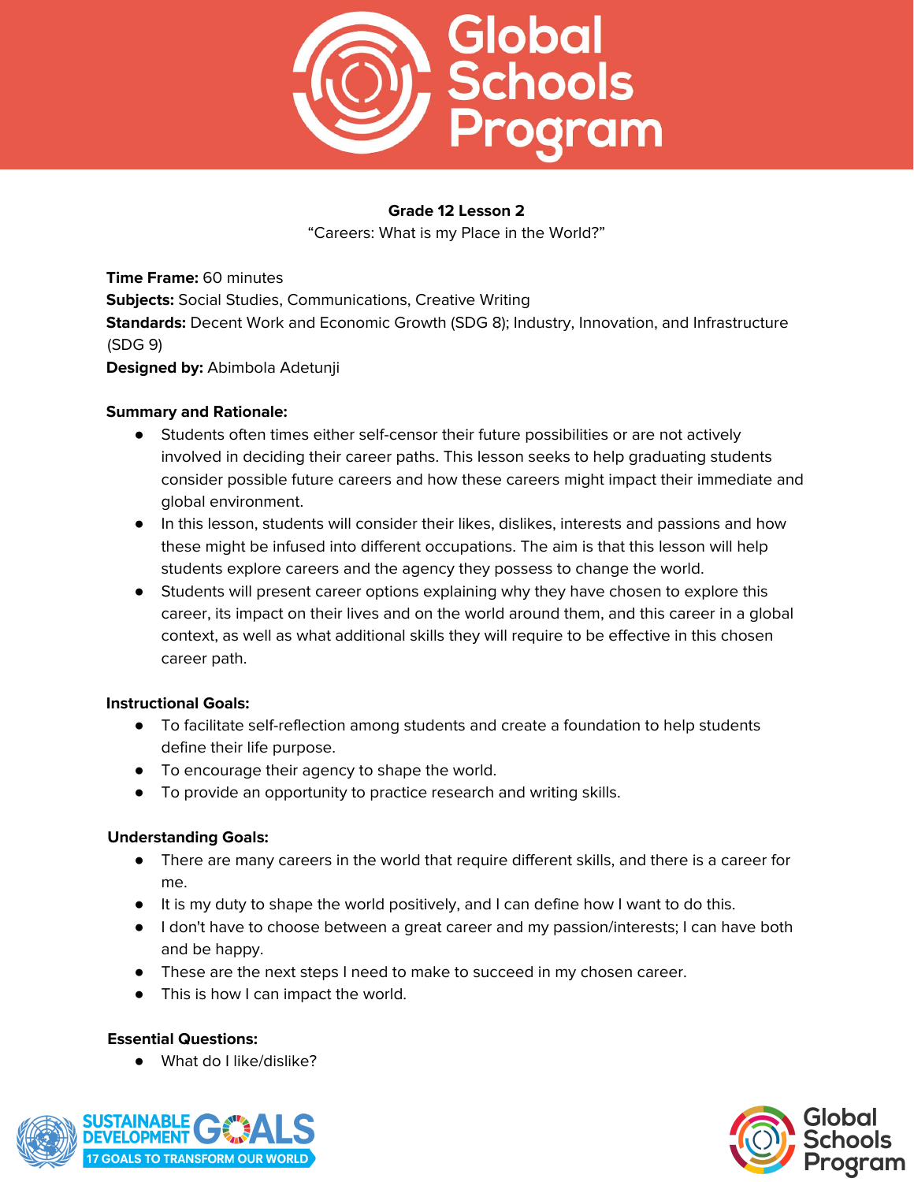**Grade 12 Lesson 2**

"Careers: What is my Place in the World?"

**Time Frame:** 60 minutes
**Subjects:** Social Studies, Communications, Creative Writing
**Standards:** Decent Work and Economic Growth (SDG 8); Industry, Innovation, and Infrastructure (SDG 9)
**Designed by:** Abimbola Adetunji

**Summary and Rationale:**

- Students often times either self-censor their future possibilities or are not actively involved in deciding their career paths. This lesson seeks to help graduating students consider possible future careers and how these careers might impact their immediate and global environment.
- In this lesson, students will consider their likes, dislikes, interests and passions and how these might be infused into different occupations. The aim is that this lesson will help students explore careers and the agency they possess to change the world.
- Students will present career options explaining why they have chosen to explore this career, its impact on their lives and on the world around them, and this career in a global context, as well as what additional skills they will require to be effective in this chosen career path.

**Instructional Goals:**

- To facilitate self-reflection among students and create a foundation to help students define their life purpose.
- To encourage their agency to shape the world.
- To provide an opportunity to practice research and writing skills.

**Understanding Goals:**

- There are many careers in the world that require different skills, and there is a career for me.
- It is my duty to shape the world positively, and I can define how I want to do this.
- I don't have to choose between a great career and my passion/interests; I can have both and be happy.
- These are the next steps I need to make to succeed in my chosen career.
- This is how I can impact the world.

**Essential Questions:**

- What do I like/dislike?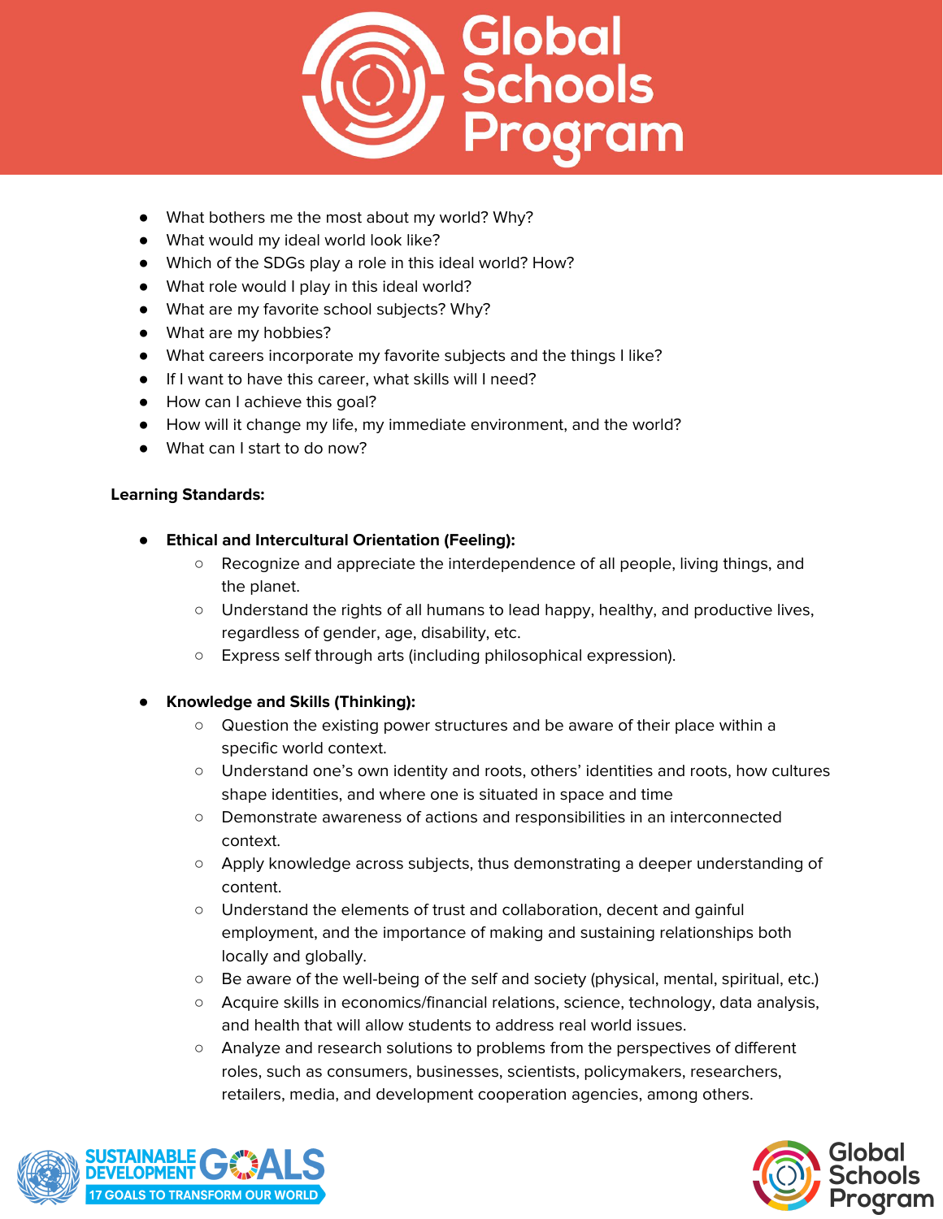- What bothers me the most about my world? Why?
- What would my ideal world look like?
- Which of the SDGs play a role in this ideal world? How?
- What role would I play in this ideal world?
- What are my favorite school subjects? Why?
- What are my hobbies?
- What careers incorporate my favorite subjects and the things I like?
- If I want to have this career, what skills will I need?
- How can I achieve this goal?
- How will it change my life, my immediate environment, and the world?
- What can I start to do now?

**Learning Standards:**

- **Ethical and Intercultural Orientation (Feeling):**
  - Recognize and appreciate the interdependence of all people, living things, and the planet.
  - Understand the rights of all humans to lead happy, healthy, and productive lives, regardless of gender, age, disability, etc.
  - Express self through arts (including philosophical expression).

- **Knowledge and Skills (Thinking):**
  - Question the existing power structures and be aware of their place within a specific world context.
  - Understand one's own identity and roots, others' identities and roots, how cultures shape identities, and where one is situated in space and time
  - Demonstrate awareness of actions and responsibilities in an interconnected context.
  - Apply knowledge across subjects, thus demonstrating a deeper understanding of content.
  - Understand the elements of trust and collaboration, decent and gainful employment, and the importance of making and sustaining relationships both locally and globally.
  - Be aware of the well-being of the self and society (physical, mental, spiritual, etc.)
  - Acquire skills in economics/financial relations, science, technology, data analysis, and health that will allow students to address real world issues.
  - Analyze and research solutions to problems from the perspectives of different roles, such as consumers, businesses, scientists, policymakers, researchers, retailers, media, and development cooperation agencies, among others.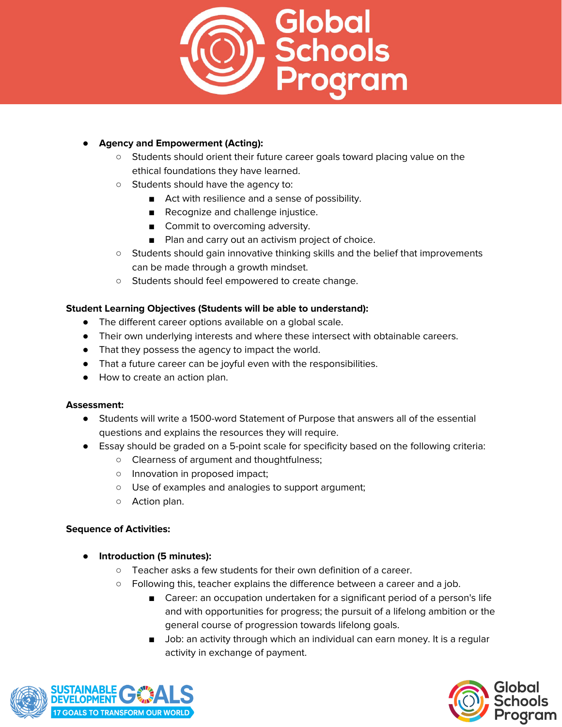- **Agency and Empowerment (Acting):**
    - Students should orient their future career goals toward placing value on the ethical foundations they have learned.
    - Students should have the agency to:
        - Act with resilience and a sense of possibility.
        - Recognize and challenge injustice.
        - Commit to overcoming adversity.
        - Plan and carry out an activism project of choice.
    - Students should gain innovative thinking skills and the belief that improvements can be made through a growth mindset.
    - Students should feel empowered to create change.

**Student Learning Objectives (Students will be able to understand):**

- The different career options available on a global scale.
- Their own underlying interests and where these intersect with obtainable careers.
- That they possess the agency to impact the world.
- That a future career can be joyful even with the responsibilities.
- How to create an action plan.

**Assessment:**

- Students will write a 1500-word Statement of Purpose that answers all of the essential questions and explains the resources they will require.
- Essay should be graded on a 5-point scale for specificity based on the following criteria:
    - Clearness of argument and thoughtfulness;
    - Innovation in proposed impact;
    - Use of examples and analogies to support argument;
    - Action plan.

**Sequence of Activities:**

- **Introduction (5 minutes):**
    - Teacher asks a few students for their own definition of a career.
    - Following this, teacher explains the difference between a career and a job.
        - Career: an occupation undertaken for a significant period of a person's life and with opportunities for progress; the pursuit of a lifelong ambition or the general course of progression towards lifelong goals.
        - Job: an activity through which an individual can earn money. It is a regular activity in exchange of payment.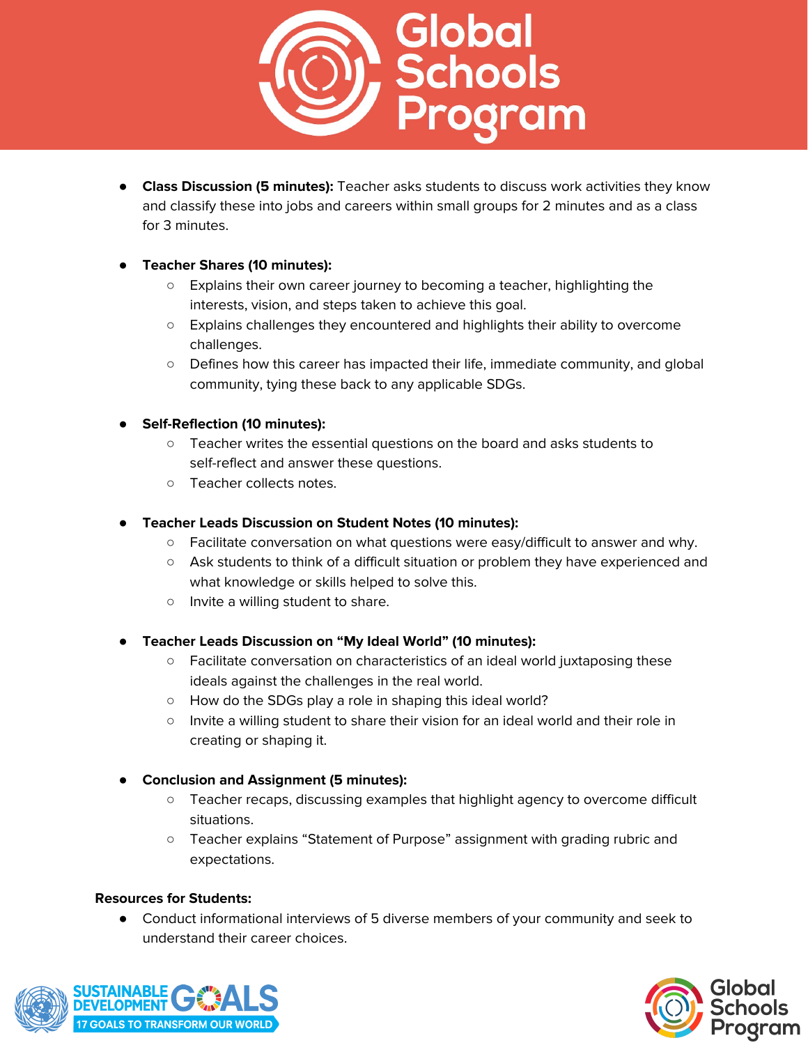- **Class Discussion (5 minutes):** Teacher asks students to discuss work activities they know and classify these into jobs and careers within small groups for 2 minutes and as a class for 3 minutes.

- **Teacher Shares (10 minutes):**
  - Explains their own career journey to becoming a teacher, highlighting the interests, vision, and steps taken to achieve this goal.
  - Explains challenges they encountered and highlights their ability to overcome challenges.
  - Defines how this career has impacted their life, immediate community, and global community, tying these back to any applicable SDGs.

- **Self-Reflection (10 minutes):**
  - Teacher writes the essential questions on the board and asks students to self-reflect and answer these questions.
  - Teacher collects notes.

- **Teacher Leads Discussion on Student Notes (10 minutes):**
  - Facilitate conversation on what questions were easy/difficult to answer and why.
  - Ask students to think of a difficult situation or problem they have experienced and what knowledge or skills helped to solve this.
  - Invite a willing student to share.

- **Teacher Leads Discussion on "My Ideal World" (10 minutes):**
  - Facilitate conversation on characteristics of an ideal world juxtaposing these ideals against the challenges in the real world.
  - How do the SDGs play a role in shaping this ideal world?
  - Invite a willing student to share their vision for an ideal world and their role in creating or shaping it.

- **Conclusion and Assignment (5 minutes):**
  - Teacher recaps, discussing examples that highlight agency to overcome difficult situations.
  - Teacher explains "Statement of Purpose" assignment with grading rubric and expectations.

**Resources for Students:**

- Conduct informational interviews of 5 diverse members of your community and seek to understand their career choices.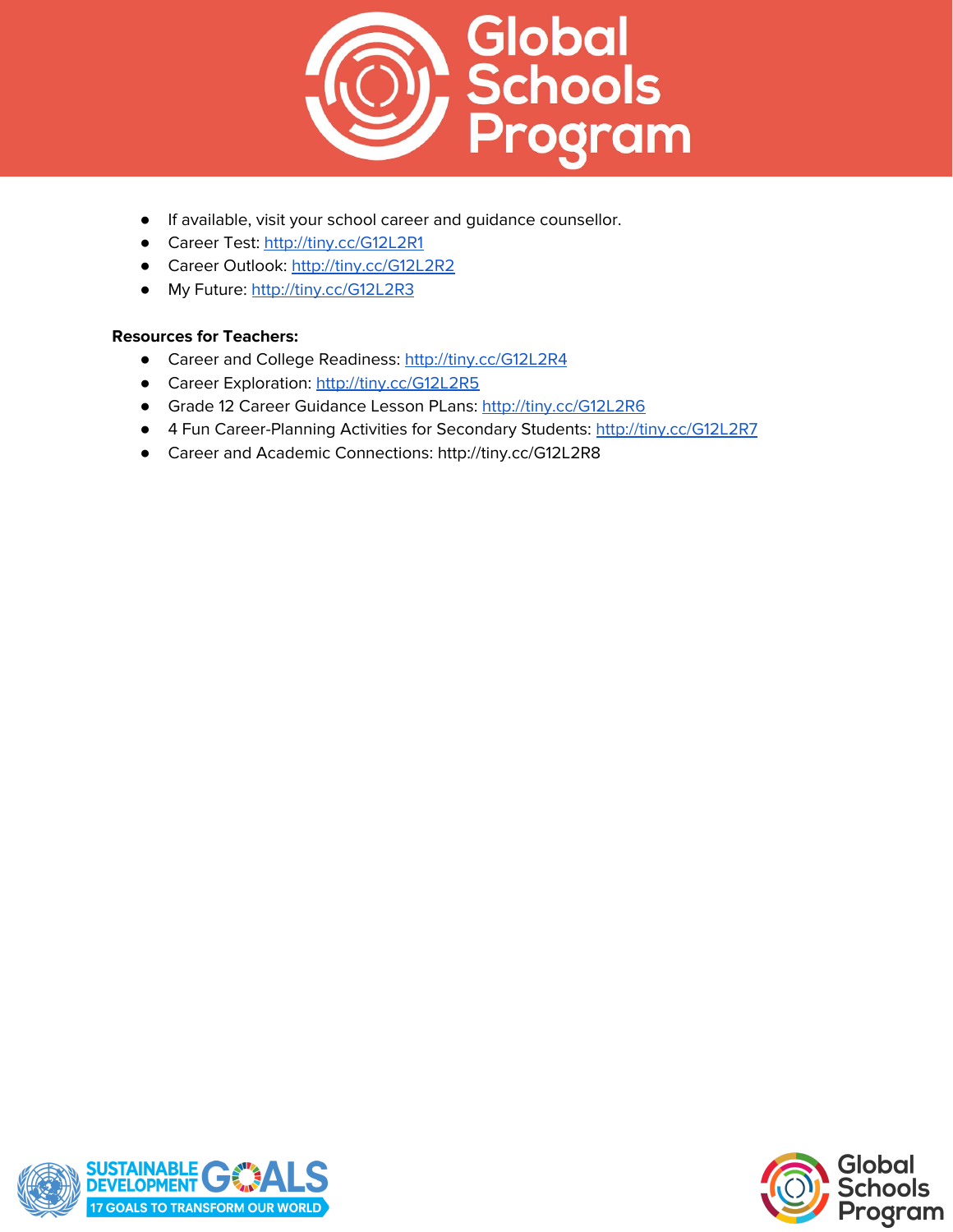- If available, visit your school career and guidance counsellor.
- Career Test: http://tiny.cc/G12L2R1
- Career Outlook: http://tiny.cc/G12L2R2
- My Future: http://tiny.cc/G12L2R3

**Resources for Teachers:**

- Career and College Readiness: http://tiny.cc/G12L2R4
- Career Exploration: http://tiny.cc/G12L2R5
- Grade 12 Career Guidance Lesson PLans: http://tiny.cc/G12L2R6
- 4 Fun Career-Planning Activities for Secondary Students: http://tiny.cc/G12L2R7
- Career and Academic Connections: http://tiny.cc/G12L2R8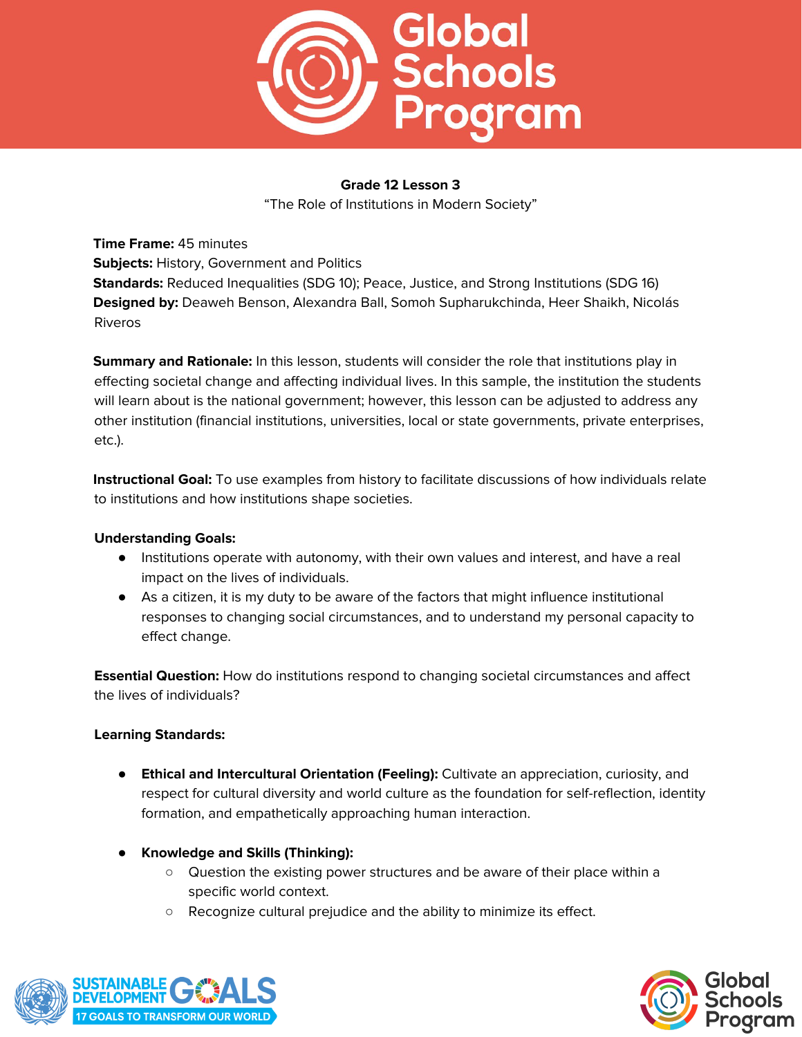**Grade 12 Lesson 3**

"The Role of Institutions in Modern Society"

**Time Frame:** 45 minutes
**Subjects:** History, Government and Politics
**Standards:** Reduced Inequalities (SDG 10); Peace, Justice, and Strong Institutions (SDG 16)
**Designed by:** Deaweh Benson, Alexandra Ball, Somoh Supharukchinda, Heer Shaikh, Nicolás Riveros

**Summary and Rationale:** In this lesson, students will consider the role that institutions play in effecting societal change and affecting individual lives. In this sample, the institution the students will learn about is the national government; however, this lesson can be adjusted to address any other institution (financial institutions, universities, local or state governments, private enterprises, etc.).

**Instructional Goal:** To use examples from history to facilitate discussions of how individuals relate to institutions and how institutions shape societies.

**Understanding Goals:**

- Institutions operate with autonomy, with their own values and interest, and have a real impact on the lives of individuals.
- As a citizen, it is my duty to be aware of the factors that might influence institutional responses to changing social circumstances, and to understand my personal capacity to effect change.

**Essential Question:** How do institutions respond to changing societal circumstances and affect the lives of individuals?

**Learning Standards:**

- **Ethical and Intercultural Orientation (Feeling):** Cultivate an appreciation, curiosity, and respect for cultural diversity and world culture as the foundation for self-reflection, identity formation, and empathetically approaching human interaction.

- **Knowledge and Skills (Thinking):**
  - Question the existing power structures and be aware of their place within a specific world context.
  - Recognize cultural prejudice and the ability to minimize its effect.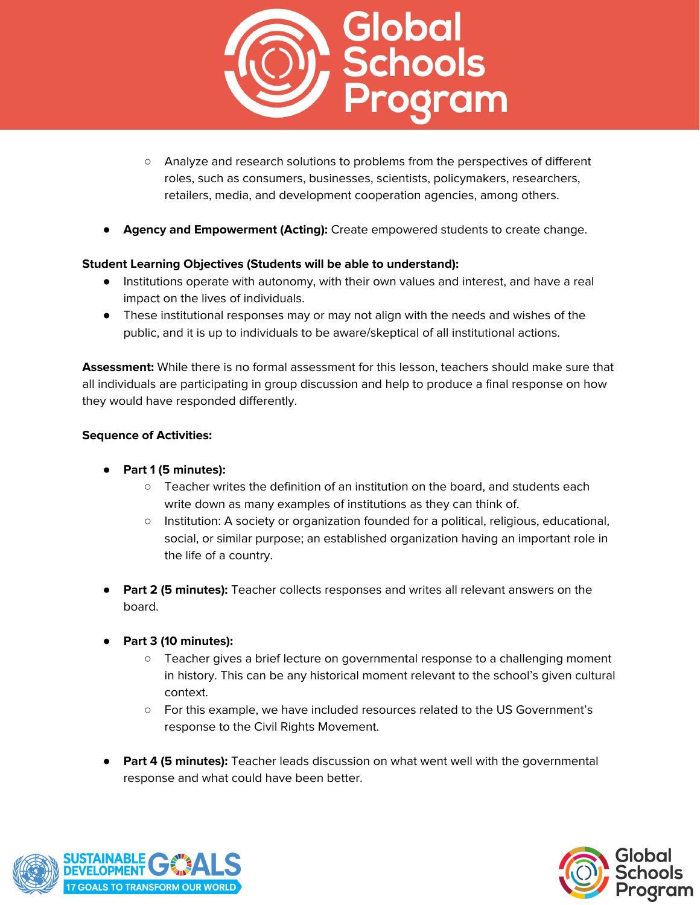- Analyze and research solutions to problems from the perspectives of different roles, such as consumers, businesses, scientists, policymakers, researchers, retailers, media, and development cooperation agencies, among others.

- **Agency and Empowerment (Acting):** Create empowered students to create change.

**Student Learning Objectives (Students will be able to understand):**

- Institutions operate with autonomy, with their own values and interest, and have a real impact on the lives of individuals.
- These institutional responses may or may not align with the needs and wishes of the public, and it is up to individuals to be aware/skeptical of all institutional actions.

**Assessment:** While there is no formal assessment for this lesson, teachers should make sure that all individuals are participating in group discussion and help to produce a final response on how they would have responded differently.

**Sequence of Activities:**

- **Part 1 (5 minutes):**
  - Teacher writes the definition of an institution on the board, and students each write down as many examples of institutions as they can think of.
  - Institution: A society or organization founded for a political, religious, educational, social, or similar purpose; an established organization having an important role in the life of a country.

- **Part 2 (5 minutes):** Teacher collects responses and writes all relevant answers on the board.

- **Part 3 (10 minutes):**
  - Teacher gives a brief lecture on governmental response to a challenging moment in history. This can be any historical moment relevant to the school's given cultural context.
  - For this example, we have included resources related to the US Government's response to the Civil Rights Movement.

- **Part 4 (5 minutes):** Teacher leads discussion on what went well with the governmental response and what could have been better.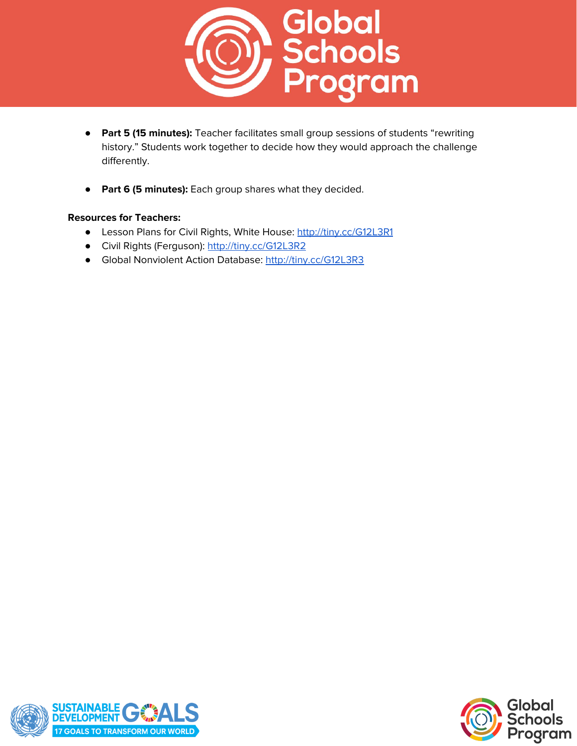- **Part 5 (15 minutes):** Teacher facilitates small group sessions of students "rewriting history." Students work together to decide how they would approach the challenge differently.

- **Part 6 (5 minutes):** Each group shares what they decided.

**Resources for Teachers:**

- Lesson Plans for Civil Rights, White House: http://tiny.cc/G12L3R1
- Civil Rights (Ferguson): http://tiny.cc/G12L3R2
- Global Nonviolent Action Database: http://tiny.cc/G12L3R3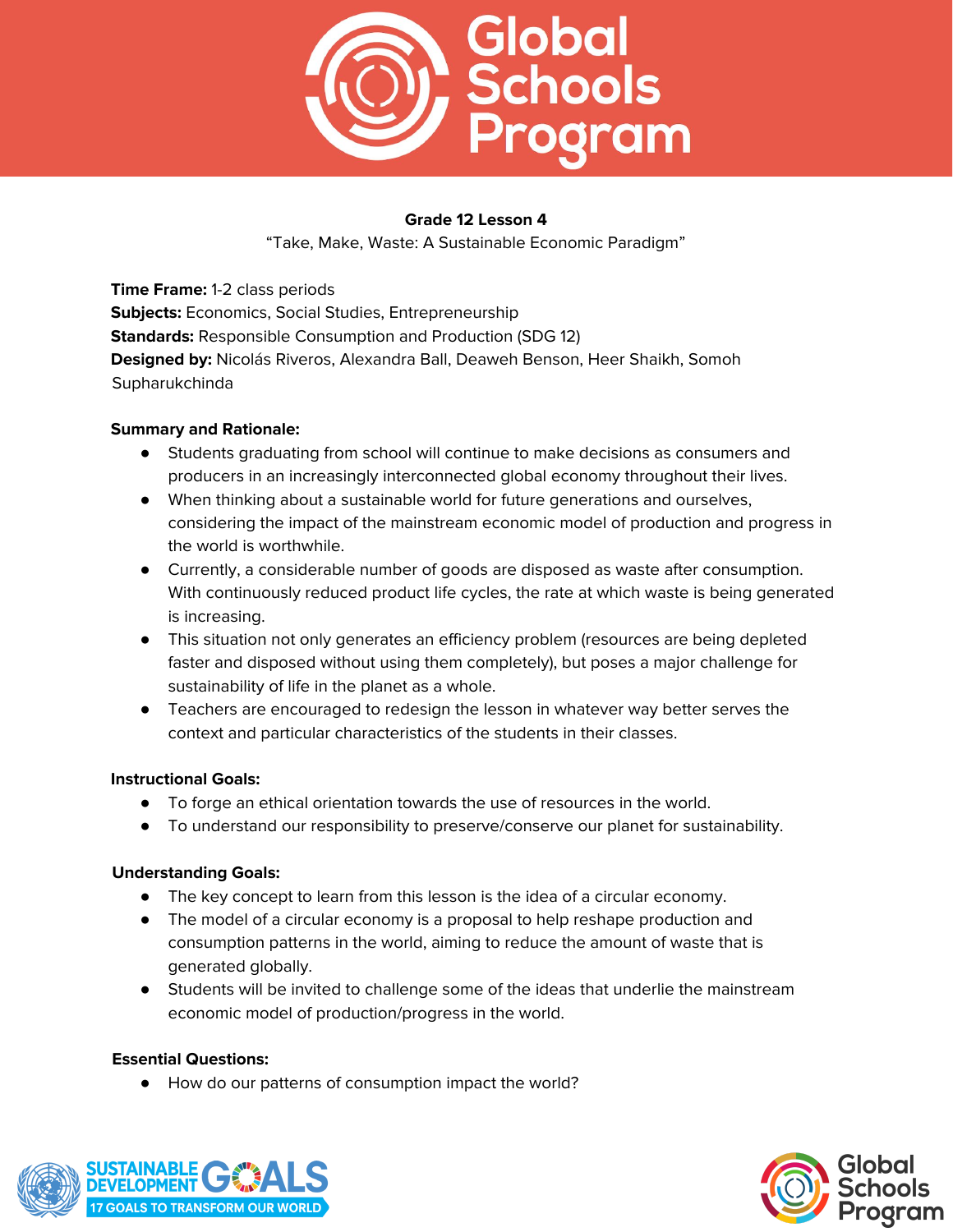**Grade 12 Lesson 4**

"Take, Make, Waste: A Sustainable Economic Paradigm"

**Time Frame:** 1-2 class periods

**Subjects:** Economics, Social Studies, Entrepreneurship

**Standards:** Responsible Consumption and Production (SDG 12)

**Designed by:** Nicolás Riveros, Alexandra Ball, Deaweh Benson, Heer Shaikh, Somoh Supharukchinda

**Summary and Rationale:**

- Students graduating from school will continue to make decisions as consumers and producers in an increasingly interconnected global economy throughout their lives.
- When thinking about a sustainable world for future generations and ourselves, considering the impact of the mainstream economic model of production and progress in the world is worthwhile.
- Currently, a considerable number of goods are disposed as waste after consumption. With continuously reduced product life cycles, the rate at which waste is being generated is increasing.
- This situation not only generates an efficiency problem (resources are being depleted faster and disposed without using them completely), but poses a major challenge for sustainability of life in the planet as a whole.
- Teachers are encouraged to redesign the lesson in whatever way better serves the context and particular characteristics of the students in their classes.

**Instructional Goals:**

- To forge an ethical orientation towards the use of resources in the world.
- To understand our responsibility to preserve/conserve our planet for sustainability.

**Understanding Goals:**

- The key concept to learn from this lesson is the idea of a circular economy.
- The model of a circular economy is a proposal to help reshape production and consumption patterns in the world, aiming to reduce the amount of waste that is generated globally.
- Students will be invited to challenge some of the ideas that underlie the mainstream economic model of production/progress in the world.

**Essential Questions:**

- How do our patterns of consumption impact the world?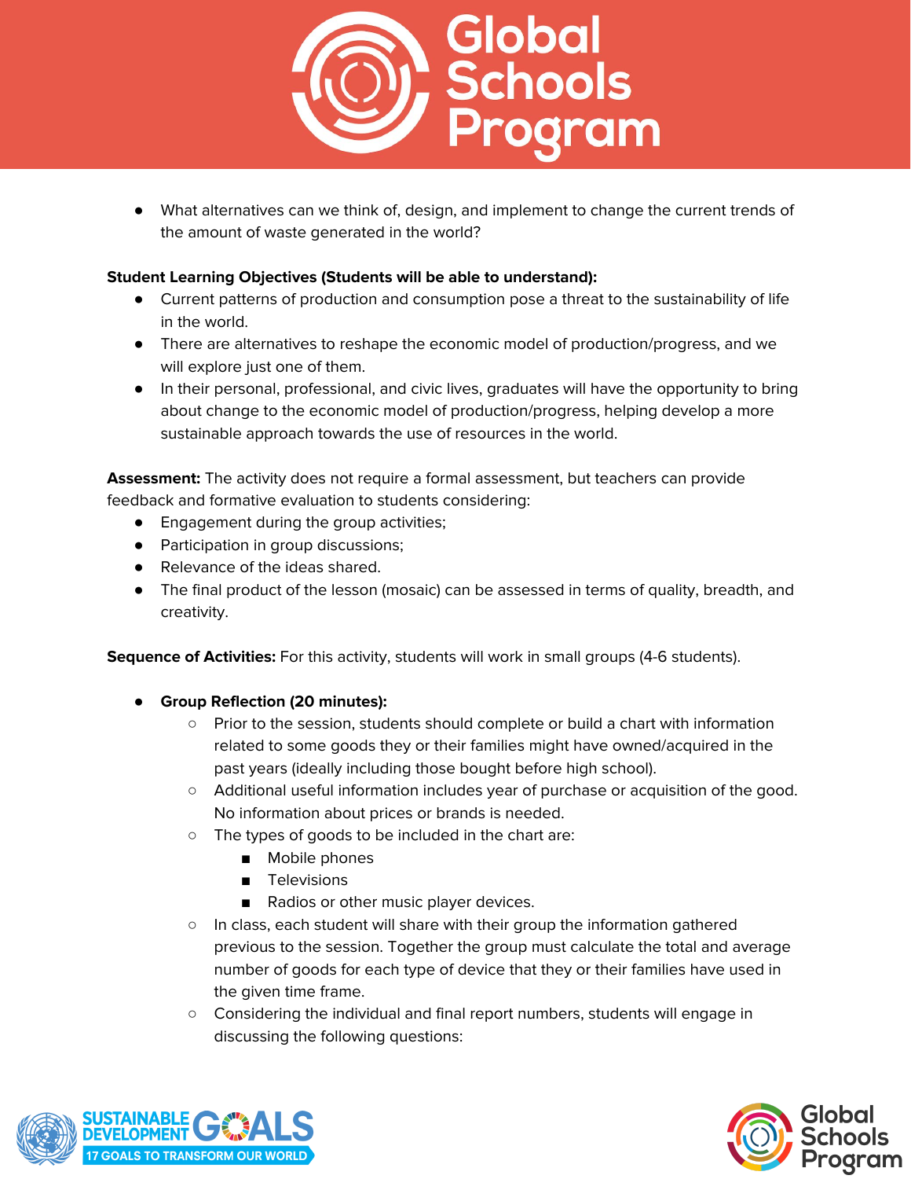- What alternatives can we think of, design, and implement to change the current trends of the amount of waste generated in the world?

**Student Learning Objectives (Students will be able to understand):**

- Current patterns of production and consumption pose a threat to the sustainability of life in the world.
- There are alternatives to reshape the economic model of production/progress, and we will explore just one of them.
- In their personal, professional, and civic lives, graduates will have the opportunity to bring about change to the economic model of production/progress, helping develop a more sustainable approach towards the use of resources in the world.

**Assessment:** The activity does not require a formal assessment, but teachers can provide feedback and formative evaluation to students considering:

- Engagement during the group activities;
- Participation in group discussions;
- Relevance of the ideas shared.
- The final product of the lesson (mosaic) can be assessed in terms of quality, breadth, and creativity.

**Sequence of Activities:** For this activity, students will work in small groups (4-6 students).

- **Group Reflection (20 minutes):**
  - Prior to the session, students should complete or build a chart with information related to some goods they or their families might have owned/acquired in the past years (ideally including those bought before high school).
  - Additional useful information includes year of purchase or acquisition of the good. No information about prices or brands is needed.
  - The types of goods to be included in the chart are:
    - Mobile phones
    - Televisions
    - Radios or other music player devices.
  - In class, each student will share with their group the information gathered previous to the session. Together the group must calculate the total and average number of goods for each type of device that they or their families have used in the given time frame.
  - Considering the individual and final report numbers, students will engage in discussing the following questions: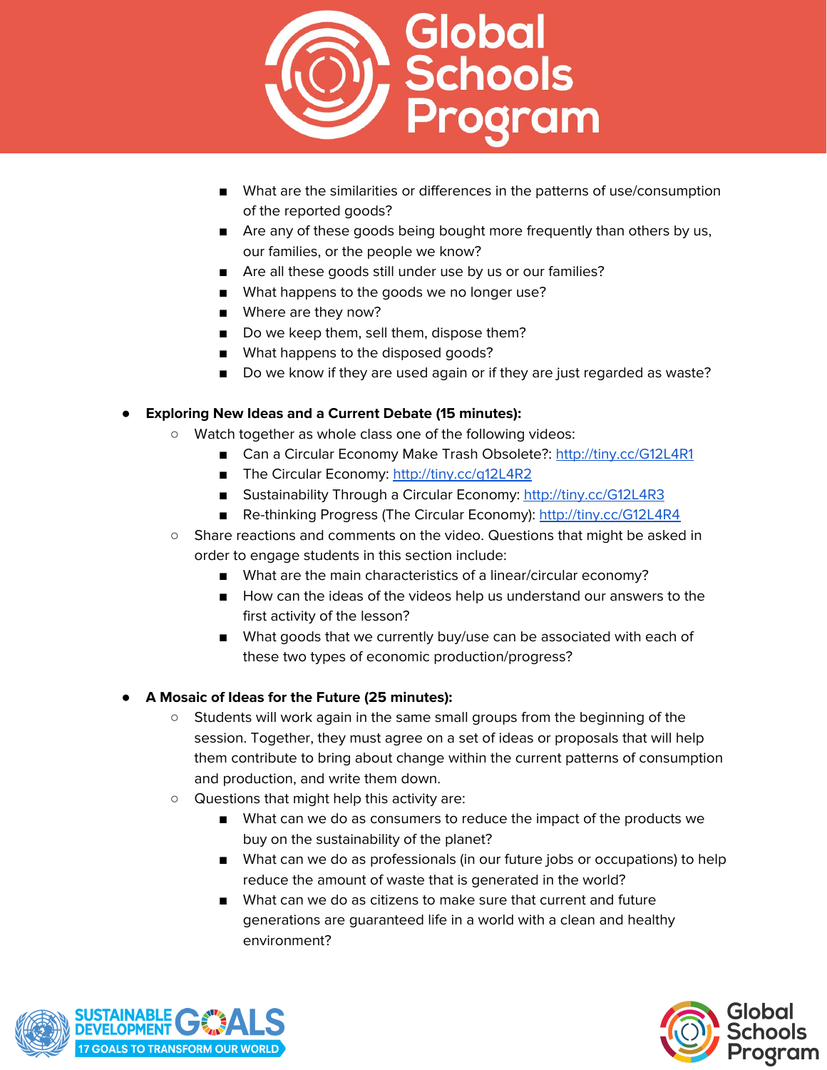- What are the similarities or differences in the patterns of use/consumption of the reported goods?
    - Are any of these goods being bought more frequently than others by us, our families, or the people we know?
    - Are all these goods still under use by us or our families?
    - What happens to the goods we no longer use?
    - Where are they now?
    - Do we keep them, sell them, dispose them?
    - What happens to the disposed goods?
    - Do we know if they are used again or if they are just regarded as waste?

- **Exploring New Ideas and a Current Debate (15 minutes):**
  - Watch together as whole class one of the following videos:
    - Can a Circular Economy Make Trash Obsolete?: http://tiny.cc/G12L4R1
    - The Circular Economy: http://tiny.cc/g12L4R2
    - Sustainability Through a Circular Economy: http://tiny.cc/G12L4R3
    - Re-thinking Progress (The Circular Economy): http://tiny.cc/G12L4R4
  - Share reactions and comments on the video. Questions that might be asked in order to engage students in this section include:
    - What are the main characteristics of a linear/circular economy?
    - How can the ideas of the videos help us understand our answers to the first activity of the lesson?
    - What goods that we currently buy/use can be associated with each of these two types of economic production/progress?

- **A Mosaic of Ideas for the Future (25 minutes):**
  - Students will work again in the same small groups from the beginning of the session. Together, they must agree on a set of ideas or proposals that will help them contribute to bring about change within the current patterns of consumption and production, and write them down.
  - Questions that might help this activity are:
    - What can we do as consumers to reduce the impact of the products we buy on the sustainability of the planet?
    - What can we do as professionals (in our future jobs or occupations) to help reduce the amount of waste that is generated in the world?
    - What can we do as citizens to make sure that current and future generations are guaranteed life in a world with a clean and healthy environment?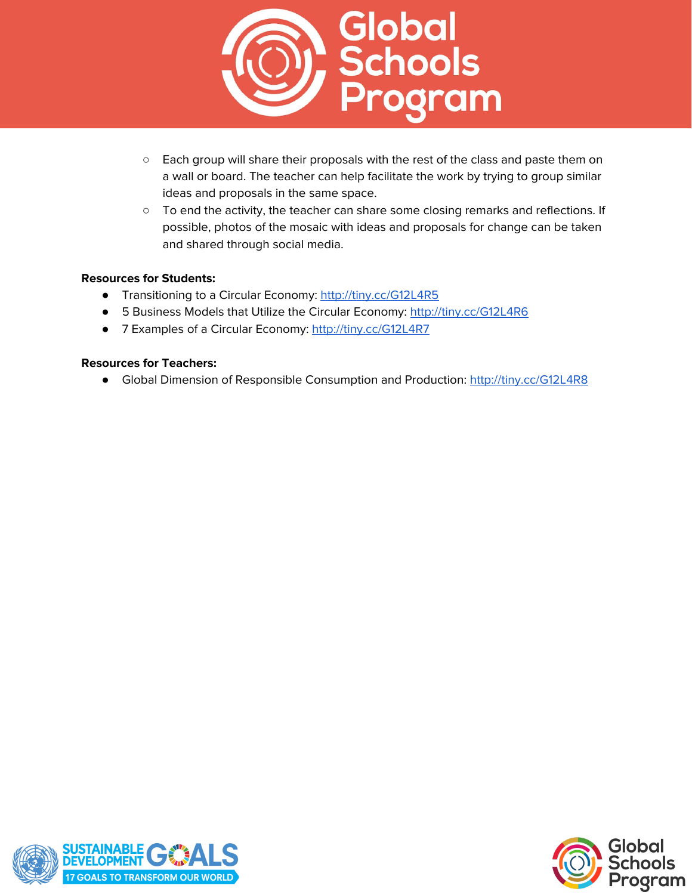- Each group will share their proposals with the rest of the class and paste them on a wall or board. The teacher can help facilitate the work by trying to group similar ideas and proposals in the same space.
- To end the activity, the teacher can share some closing remarks and reflections. If possible, photos of the mosaic with ideas and proposals for change can be taken and shared through social media.

**Resources for Students:**

- Transitioning to a Circular Economy: http://tiny.cc/G12L4R5
- 5 Business Models that Utilize the Circular Economy: http://tiny.cc/G12L4R6
- 7 Examples of a Circular Economy: http://tiny.cc/G12L4R7

**Resources for Teachers:**

- Global Dimension of Responsible Consumption and Production: http://tiny.cc/G12L4R8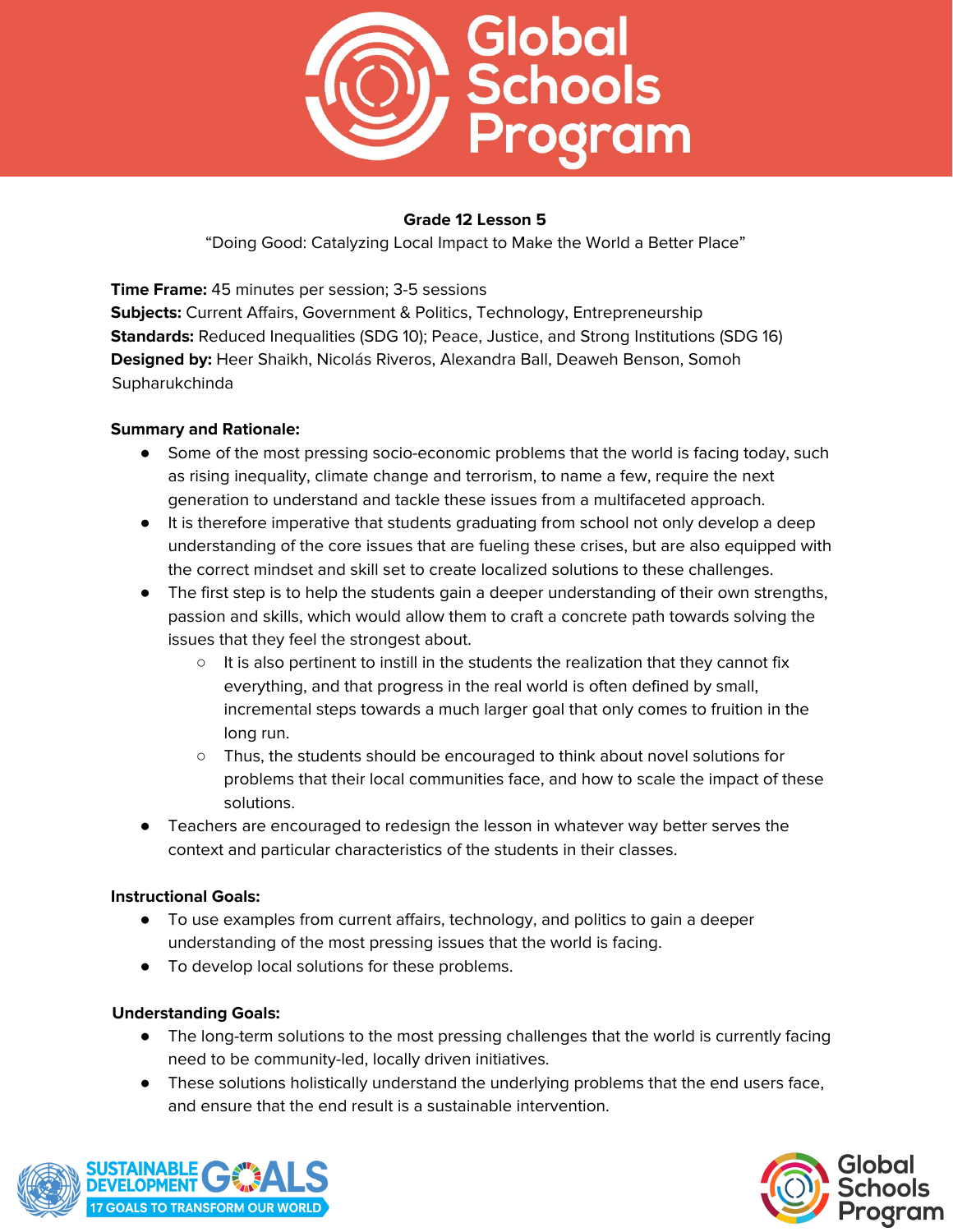**Grade 12 Lesson 5**

"Doing Good: Catalyzing Local Impact to Make the World a Better Place"

**Time Frame:** 45 minutes per session; 3-5 sessions
**Subjects:** Current Affairs, Government & Politics, Technology, Entrepreneurship
**Standards:** Reduced Inequalities (SDG 10); Peace, Justice, and Strong Institutions (SDG 16)
**Designed by:** Heer Shaikh, Nicolás Riveros, Alexandra Ball, Deaweh Benson, Somoh Supharukchinda

**Summary and Rationale:**

- Some of the most pressing socio-economic problems that the world is facing today, such as rising inequality, climate change and terrorism, to name a few, require the next generation to understand and tackle these issues from a multifaceted approach.
- It is therefore imperative that students graduating from school not only develop a deep understanding of the core issues that are fueling these crises, but are also equipped with the correct mindset and skill set to create localized solutions to these challenges.
- The first step is to help the students gain a deeper understanding of their own strengths, passion and skills, which would allow them to craft a concrete path towards solving the issues that they feel the strongest about.
  - It is also pertinent to instill in the students the realization that they cannot fix everything, and that progress in the real world is often defined by small, incremental steps towards a much larger goal that only comes to fruition in the long run.
  - Thus, the students should be encouraged to think about novel solutions for problems that their local communities face, and how to scale the impact of these solutions.
- Teachers are encouraged to redesign the lesson in whatever way better serves the context and particular characteristics of the students in their classes.

**Instructional Goals:**

- To use examples from current affairs, technology, and politics to gain a deeper understanding of the most pressing issues that the world is facing.
- To develop local solutions for these problems.

**Understanding Goals:**

- The long-term solutions to the most pressing challenges that the world is currently facing need to be community-led, locally driven initiatives.
- These solutions holistically understand the underlying problems that the end users face, and ensure that the end result is a sustainable intervention.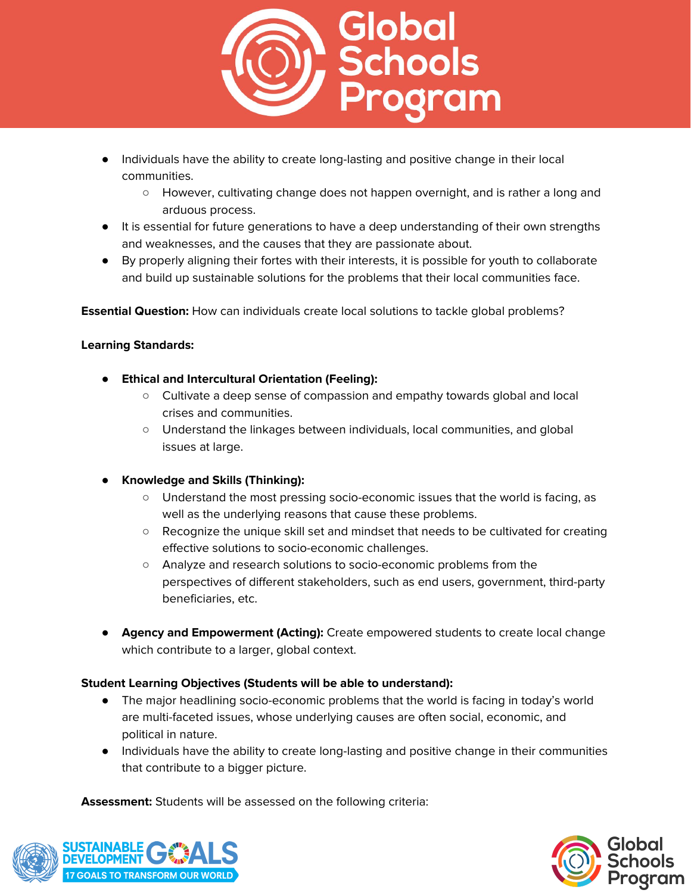- Individuals have the ability to create long-lasting and positive change in their local communities.
    - However, cultivating change does not happen overnight, and is rather a long and arduous process.
- It is essential for future generations to have a deep understanding of their own strengths and weaknesses, and the causes that they are passionate about.
- By properly aligning their fortes with their interests, it is possible for youth to collaborate and build up sustainable solutions for the problems that their local communities face.

**Essential Question:** How can individuals create local solutions to tackle global problems?

**Learning Standards:**

- **Ethical and Intercultural Orientation (Feeling):**
    - Cultivate a deep sense of compassion and empathy towards global and local crises and communities.
    - Understand the linkages between individuals, local communities, and global issues at large.

- **Knowledge and Skills (Thinking):**
    - Understand the most pressing socio-economic issues that the world is facing, as well as the underlying reasons that cause these problems.
    - Recognize the unique skill set and mindset that needs to be cultivated for creating effective solutions to socio-economic challenges.
    - Analyze and research solutions to socio-economic problems from the perspectives of different stakeholders, such as end users, government, third-party beneficiaries, etc.

- **Agency and Empowerment (Acting):** Create empowered students to create local change which contribute to a larger, global context.

**Student Learning Objectives (Students will be able to understand):**

- The major headlining socio-economic problems that the world is facing in today's world are multi-faceted issues, whose underlying causes are often social, economic, and political in nature.
- Individuals have the ability to create long-lasting and positive change in their communities that contribute to a bigger picture.

**Assessment:** Students will be assessed on the following criteria: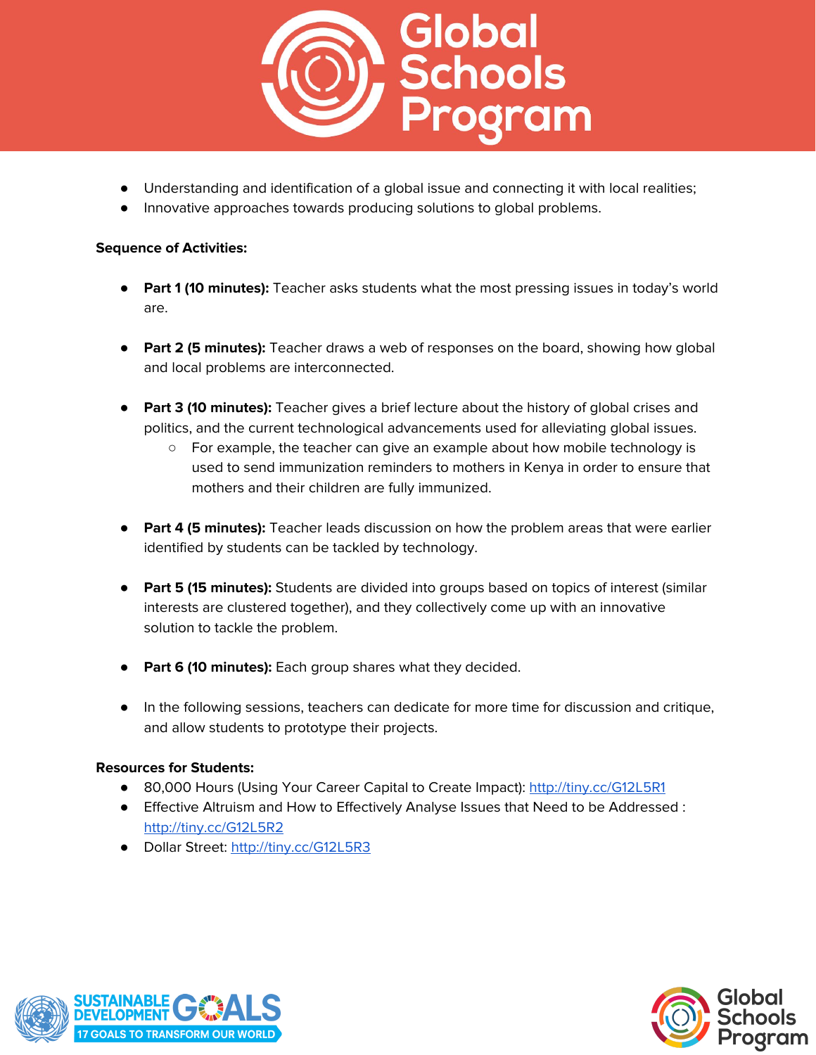- Understanding and identification of a global issue and connecting it with local realities;
- Innovative approaches towards producing solutions to global problems.

**Sequence of Activities:**

- **Part 1 (10 minutes):** Teacher asks students what the most pressing issues in today's world are.

- **Part 2 (5 minutes):** Teacher draws a web of responses on the board, showing how global and local problems are interconnected.

- **Part 3 (10 minutes):** Teacher gives a brief lecture about the history of global crises and politics, and the current technological advancements used for alleviating global issues.
  - For example, the teacher can give an example about how mobile technology is used to send immunization reminders to mothers in Kenya in order to ensure that mothers and their children are fully immunized.

- **Part 4 (5 minutes):** Teacher leads discussion on how the problem areas that were earlier identified by students can be tackled by technology.

- **Part 5 (15 minutes):** Students are divided into groups based on topics of interest (similar interests are clustered together), and they collectively come up with an innovative solution to tackle the problem.

- **Part 6 (10 minutes):** Each group shares what they decided.

- In the following sessions, teachers can dedicate for more time for discussion and critique, and allow students to prototype their projects.

**Resources for Students:**

- 80,000 Hours (Using Your Career Capital to Create Impact): http://tiny.cc/G12L5R1
- Effective Altruism and How to Effectively Analyse Issues that Need to be Addressed : http://tiny.cc/G12L5R2
- Dollar Street: http://tiny.cc/G12L5R3